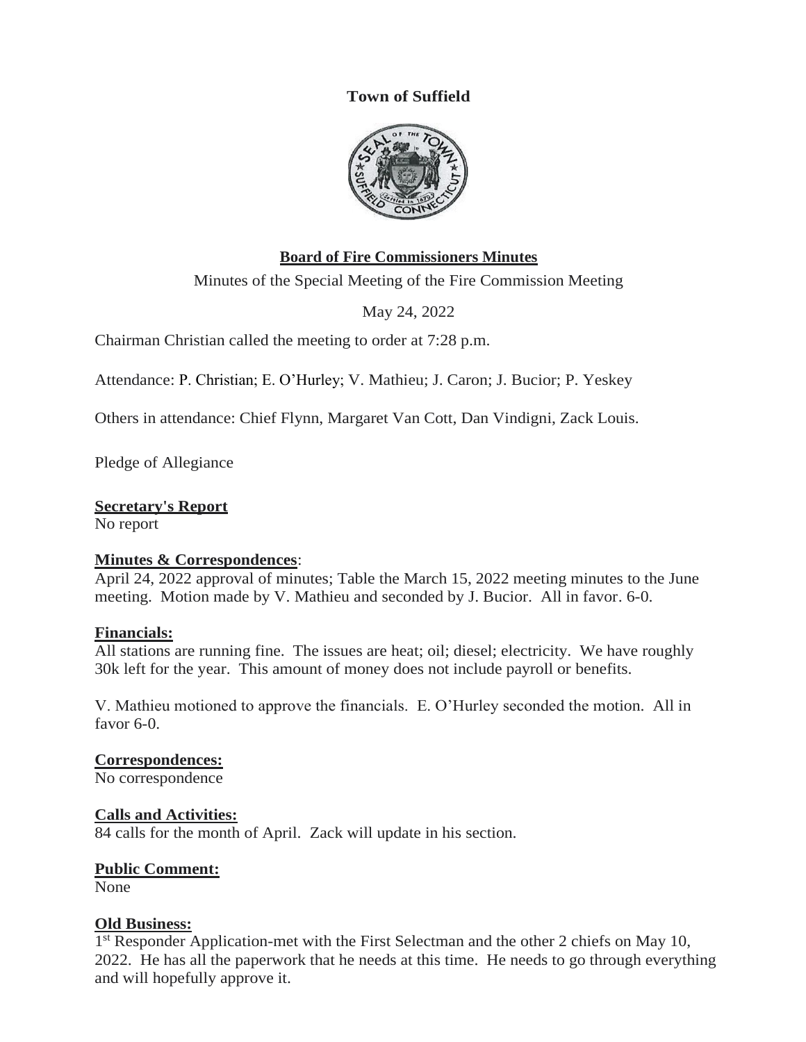**Town of Suffield**

**Board of Fire Commissioners Minutes**

Minutes of the Special Meeting of the Fire Commission Meeting

May 24, 2022

Chairman Christian called the meeting to order at 7:28 p.m.

Attendance: P. Christian; E. O'Hurley; V. Mathieu; J. Caron; J. Bucior; P. Yeskey

Others in attendance: Chief Flynn, Margaret Van Cott, Dan Vindigni, Zack Louis.

Pledge of Allegiance

**Secretary's Report**
No report

**Minutes & Correspondences**:
April 24, 2022 approval of minutes; Table the March 15, 2022 meeting minutes to the June meeting. Motion made by V. Mathieu and seconded by J. Bucior. All in favor. 6-0.

**Financials:**
All stations are running fine. The issues are heat; oil; diesel; electricity. We have roughly 30k left for the year. This amount of money does not include payroll or benefits.

V. Mathieu motioned to approve the financials. E. O'Hurley seconded the motion. All in favor 6-0.

**Correspondences:**
No correspondence

**Calls and Activities:**
84 calls for the month of April. Zack will update in his section.

**Public Comment:**
None

**Old Business:**
1st Responder Application-met with the First Selectman and the other 2 chiefs on May 10, 2022. He has all the paperwork that he needs at this time. He needs to go through everything and will hopefully approve it.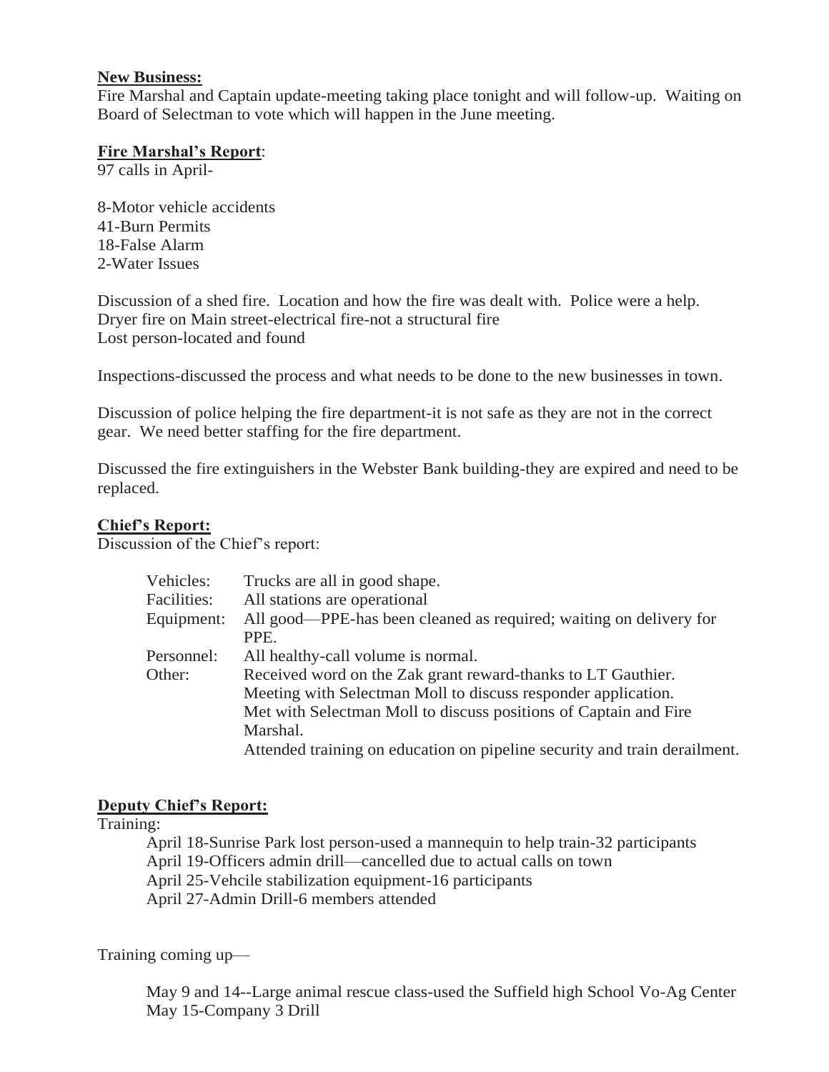**New Business:**
Fire Marshal and Captain update-meeting taking place tonight and will follow-up. Waiting on Board of Selectman to vote which will happen in the June meeting.

**Fire Marshal's Report**:
97 calls in April-

8-Motor vehicle accidents
41-Burn Permits
18-False Alarm
2-Water Issues

Discussion of a shed fire. Location and how the fire was dealt with. Police were a help.
Dryer fire on Main street-electrical fire-not a structural fire
Lost person-located and found

Inspections-discussed the process and what needs to be done to the new businesses in town.

Discussion of police helping the fire department-it is not safe as they are not in the correct gear. We need better staffing for the fire department.

Discussed the fire extinguishers in the Webster Bank building-they are expired and need to be replaced.

**Chief's Report:**
Discussion of the Chief's report:

| | |
|---|---|
| Vehicles: | Trucks are all in good shape. |
| Facilities: | All stations are operational |
| Equipment: | All good—PPE-has been cleaned as required; waiting on delivery for PPE. |
| Personnel: | All healthy-call volume is normal. |
| Other: | Received word on the Zak grant reward-thanks to LT Gauthier. |
| | Meeting with Selectman Moll to discuss responder application. |
| | Met with Selectman Moll to discuss positions of Captain and Fire Marshal. |
| | Attended training on education on pipeline security and train derailment. |

**Deputy Chief's Report:**
Training:

April 18-Sunrise Park lost person-used a mannequin to help train-32 participants
April 19-Officers admin drill—cancelled due to actual calls on town
April 25-Vehcile stabilization equipment-16 participants
April 27-Admin Drill-6 members attended

Training coming up—

May 9 and 14--Large animal rescue class-used the Suffield high School Vo-Ag Center
May 15-Company 3 Drill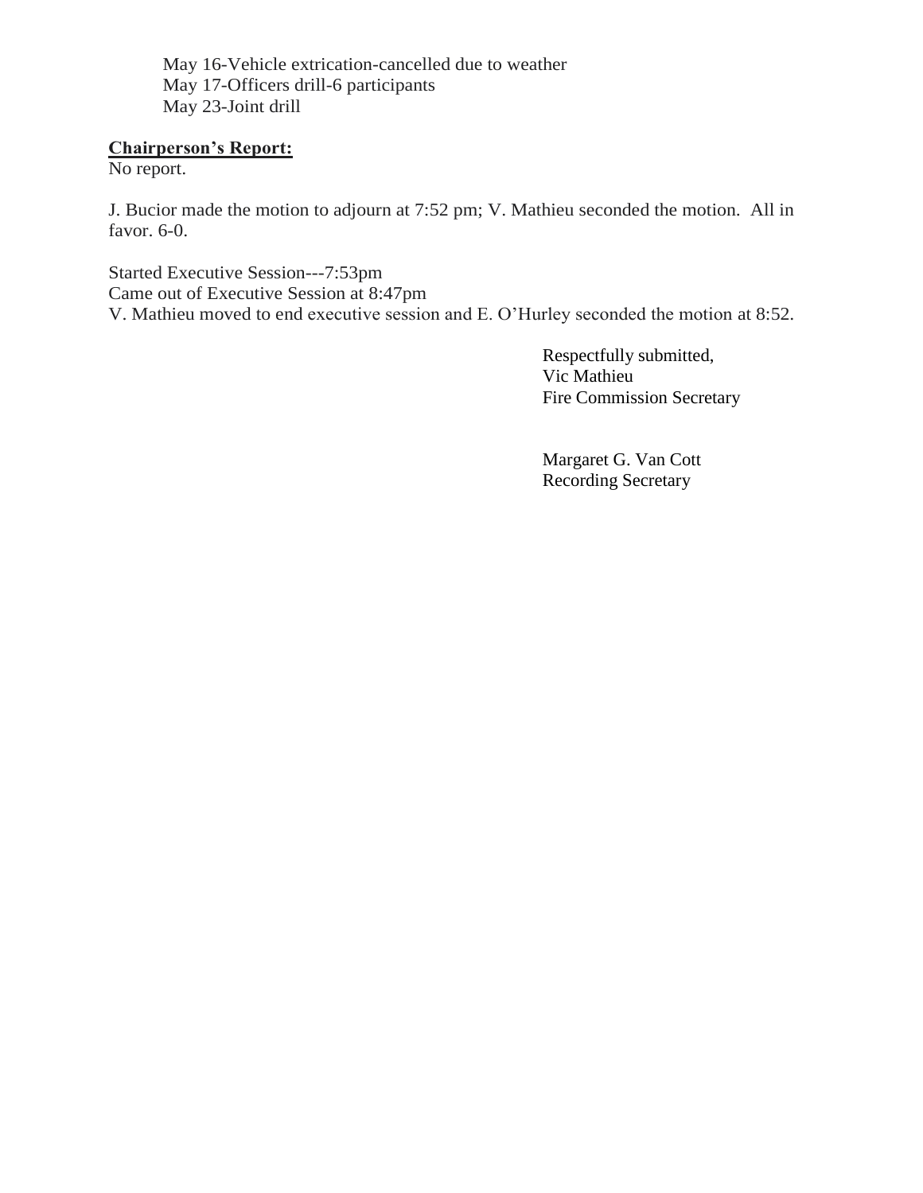May 16-Vehicle extrication-cancelled due to weather
May 17-Officers drill-6 participants
May 23-Joint drill

**Chairperson's Report:**

No report.

J. Bucior made the motion to adjourn at 7:52 pm; V. Mathieu seconded the motion. All in favor. 6-0.

Started Executive Session---7:53pm
Came out of Executive Session at 8:47pm
V. Mathieu moved to end executive session and E. O'Hurley seconded the motion at 8:52.

Respectfully submitted,
Vic Mathieu
Fire Commission Secretary

Margaret G. Van Cott
Recording Secretary